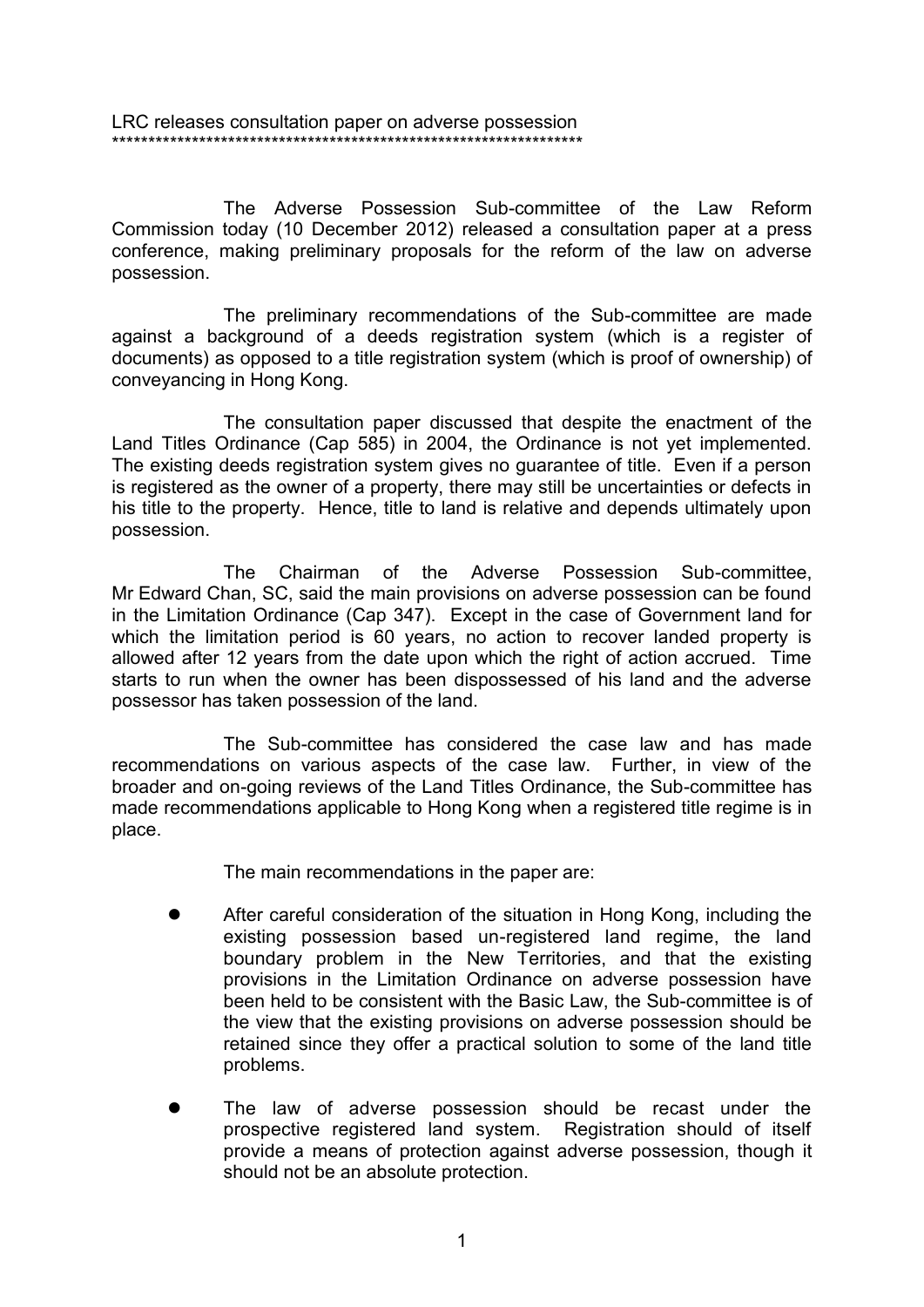LRC releases consultation paper on adverse possession
*******************************************************************

The Adverse Possession Sub-committee of the Law Reform Commission today (10 December 2012) released a consultation paper at a press conference, making preliminary proposals for the reform of the law on adverse possession.

The preliminary recommendations of the Sub-committee are made against a background of a deeds registration system (which is a register of documents) as opposed to a title registration system (which is proof of ownership) of conveyancing in Hong Kong.

The consultation paper discussed that despite the enactment of the Land Titles Ordinance (Cap 585) in 2004, the Ordinance is not yet implemented. The existing deeds registration system gives no guarantee of title. Even if a person is registered as the owner of a property, there may still be uncertainties or defects in his title to the property. Hence, title to land is relative and depends ultimately upon possession.

The Chairman of the Adverse Possession Sub-committee, Mr Edward Chan, SC, said the main provisions on adverse possession can be found in the Limitation Ordinance (Cap 347). Except in the case of Government land for which the limitation period is 60 years, no action to recover landed property is allowed after 12 years from the date upon which the right of action accrued. Time starts to run when the owner has been dispossessed of his land and the adverse possessor has taken possession of the land.

The Sub-committee has considered the case law and has made recommendations on various aspects of the case law. Further, in view of the broader and on-going reviews of the Land Titles Ordinance, the Sub-committee has made recommendations applicable to Hong Kong when a registered title regime is in place.

The main recommendations in the paper are:

- After careful consideration of the situation in Hong Kong, including the existing possession based un-registered land regime, the land boundary problem in the New Territories, and that the existing provisions in the Limitation Ordinance on adverse possession have been held to be consistent with the Basic Law, the Sub-committee is of the view that the existing provisions on adverse possession should be retained since they offer a practical solution to some of the land title problems.

- The law of adverse possession should be recast under the prospective registered land system. Registration should of itself provide a means of protection against adverse possession, though it should not be an absolute protection.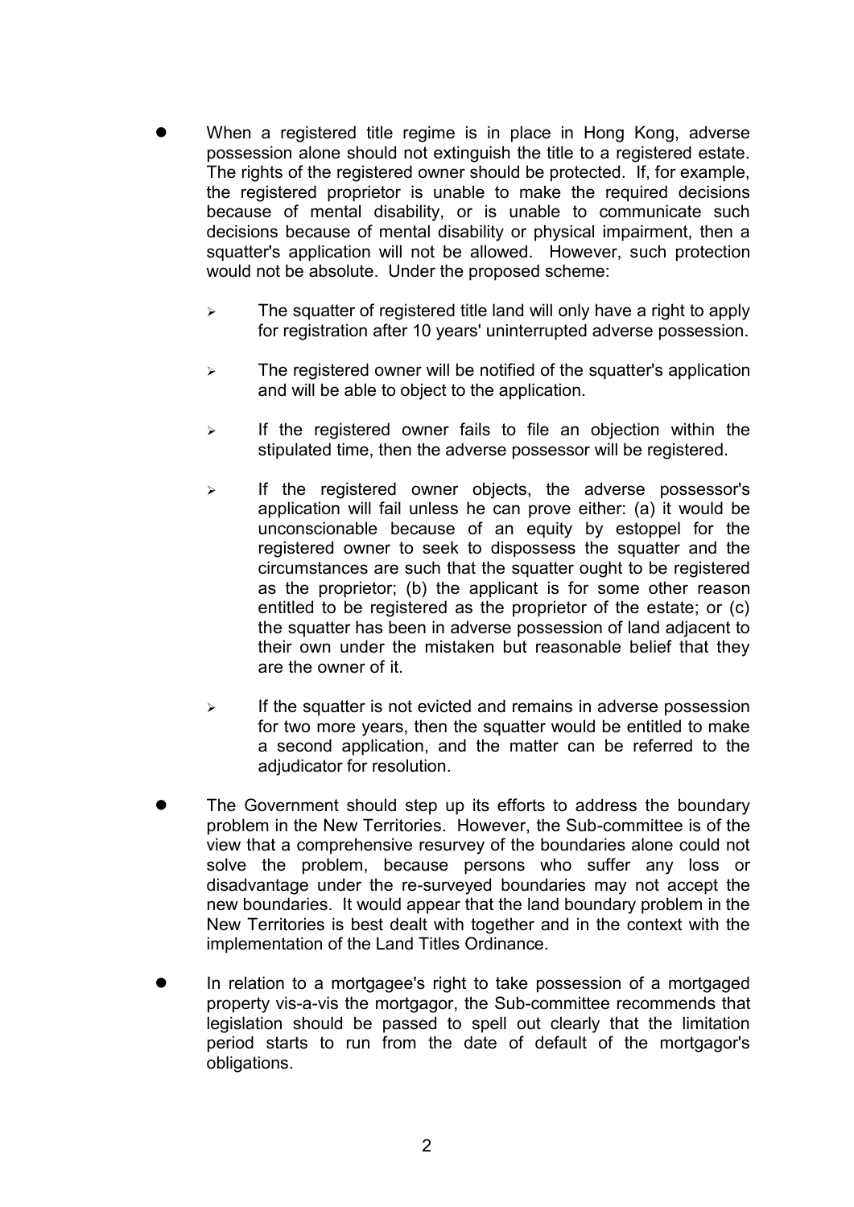- When a registered title regime is in place in Hong Kong, adverse possession alone should not extinguish the title to a registered estate. The rights of the registered owner should be protected. If, for example, the registered proprietor is unable to make the required decisions because of mental disability, or is unable to communicate such decisions because of mental disability or physical impairment, then a squatter's application will not be allowed. However, such protection would not be absolute. Under the proposed scheme:

  - The squatter of registered title land will only have a right to apply for registration after 10 years' uninterrupted adverse possession.

  - The registered owner will be notified of the squatter's application and will be able to object to the application.

  - If the registered owner fails to file an objection within the stipulated time, then the adverse possessor will be registered.

  - If the registered owner objects, the adverse possessor's application will fail unless he can prove either: (a) it would be unconscionable because of an equity by estoppel for the registered owner to seek to dispossess the squatter and the circumstances are such that the squatter ought to be registered as the proprietor; (b) the applicant is for some other reason entitled to be registered as the proprietor of the estate; or (c) the squatter has been in adverse possession of land adjacent to their own under the mistaken but reasonable belief that they are the owner of it.

  - If the squatter is not evicted and remains in adverse possession for two more years, then the squatter would be entitled to make a second application, and the matter can be referred to the adjudicator for resolution.

- The Government should step up its efforts to address the boundary problem in the New Territories. However, the Sub-committee is of the view that a comprehensive resurvey of the boundaries alone could not solve the problem, because persons who suffer any loss or disadvantage under the re-surveyed boundaries may not accept the new boundaries. It would appear that the land boundary problem in the New Territories is best dealt with together and in the context with the implementation of the Land Titles Ordinance.

- In relation to a mortgagee's right to take possession of a mortgaged property vis-a-vis the mortgagor, the Sub-committee recommends that legislation should be passed to spell out clearly that the limitation period starts to run from the date of default of the mortgagor's obligations.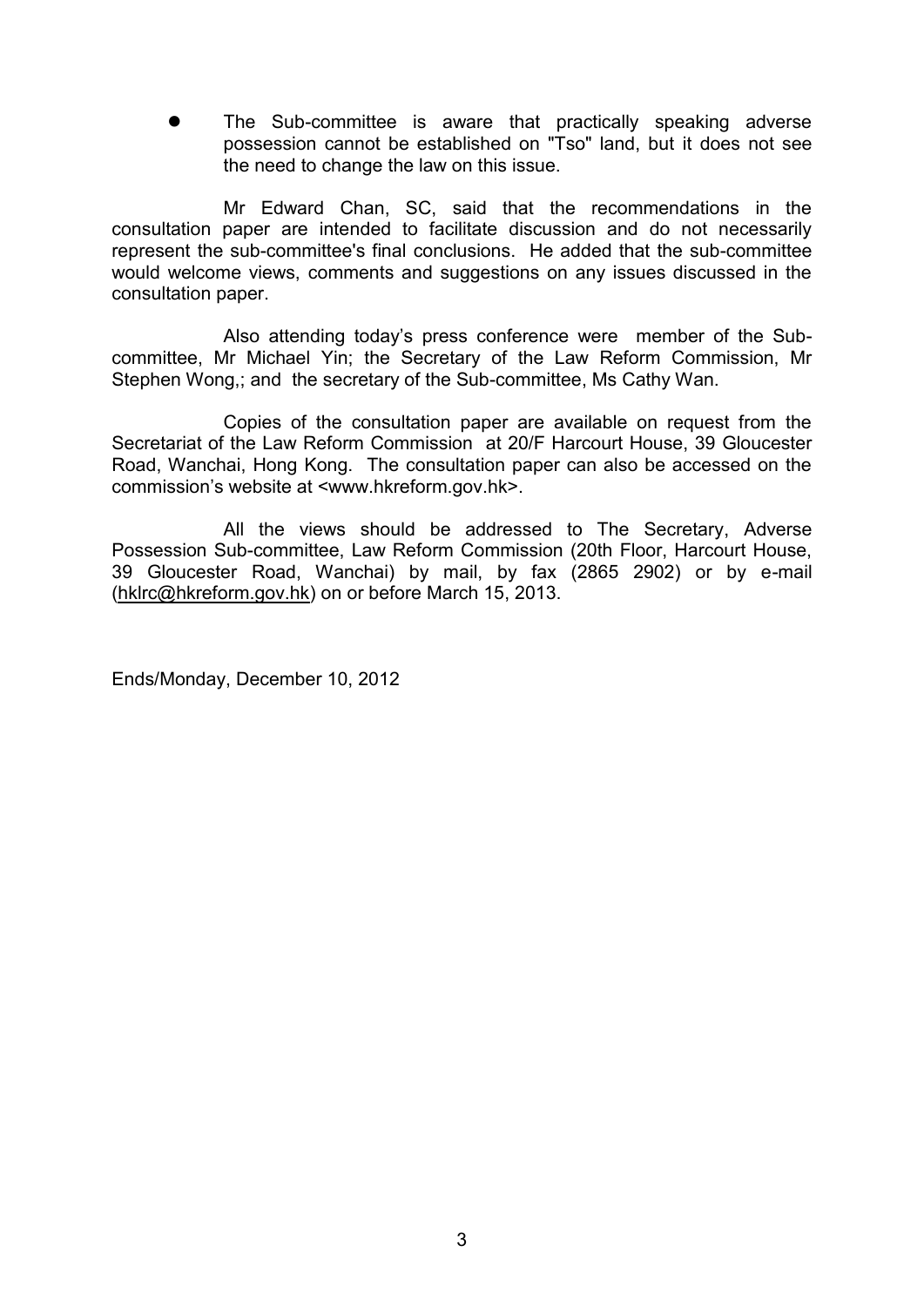- The Sub-committee is aware that practically speaking adverse possession cannot be established on "Tso" land, but it does not see the need to change the law on this issue.

Mr Edward Chan, SC, said that the recommendations in the consultation paper are intended to facilitate discussion and do not necessarily represent the sub-committee's final conclusions. He added that the sub-committee would welcome views, comments and suggestions on any issues discussed in the consultation paper.

Also attending today's press conference were member of the Sub-committee, Mr Michael Yin; the Secretary of the Law Reform Commission, Mr Stephen Wong,; and the secretary of the Sub-committee, Ms Cathy Wan.

Copies of the consultation paper are available on request from the Secretariat of the Law Reform Commission at 20/F Harcourt House, 39 Gloucester Road, Wanchai, Hong Kong. The consultation paper can also be accessed on the commission's website at <www.hkreform.gov.hk>.

All the views should be addressed to The Secretary, Adverse Possession Sub-committee, Law Reform Commission (20th Floor, Harcourt House, 39 Gloucester Road, Wanchai) by mail, by fax (2865 2902) or by e-mail (hklrc@hkreform.gov.hk) on or before March 15, 2013.

Ends/Monday, December 10, 2012